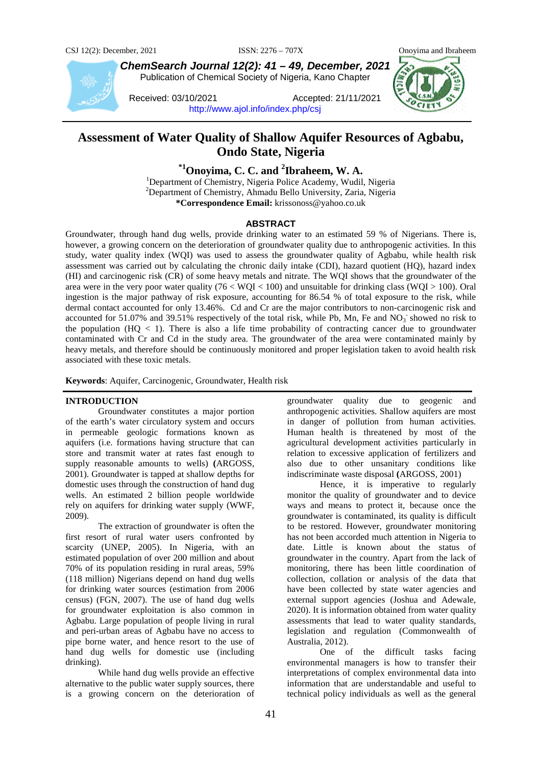ChemSearch Journal 12(2): 41 – 49, December, 2021
Publication of Chemical Society of Nigeria, Kano Chapter

Received: 03/10/2021 Accepted: 21/11/2021
http://www.ajol.info/index.php/csj

# Assessment of Water Quality of Shallow Aquifer Resources of Agbabu, Ondo State, Nigeria

**[*1]Onoyima, C. C. and [2]Ibraheem, W. A.**

[1]Department of Chemistry, Nigeria Police Academy, Wudil, Nigeria
[2]Department of Chemistry, Ahmadu Bello University, Zaria, Nigeria
**\*Correspondence Email:** krissonoss@yahoo.co.uk

## ABSTRACT

Groundwater, through hand dug wells, provide drinking water to an estimated 59 % of Nigerians. There is, however, a growing concern on the deterioration of groundwater quality due to anthropogenic activities. In this study, water quality index (WQI) was used to assess the groundwater quality of Agbabu, while health risk assessment was carried out by calculating the chronic daily intake (CDI), hazard quotient (HQ), hazard index (HI) and carcinogenic risk (CR) of some heavy metals and nitrate. The WQI shows that the groundwater of the area were in the very poor water quality (76 < WQI < 100) and unsuitable for drinking class (WQI > 100). Oral ingestion is the major pathway of risk exposure, accounting for 86.54 % of total exposure to the risk, while dermal contact accounted for only 13.46%. Cd and Cr are the major contributors to non-carcinogenic risk and accounted for 51.07% and 39.51% respectively of the total risk, while Pb, Mn, Fe and $NO_3^-$ showed no risk to the population (HQ < 1). There is also a life time probability of contracting cancer due to groundwater contaminated with Cr and Cd in the study area. The groundwater of the area were contaminated mainly by heavy metals, and therefore should be continuously monitored and proper legislation taken to avoid health risk associated with these toxic metals.

**Keywords**: Aquifer, Carcinogenic, Groundwater, Health risk

## INTRODUCTION

Groundwater constitutes a major portion of the earth's water circulatory system and occurs in permeable geologic formations known as aquifers (i.e. formations having structure that can store and transmit water at rates fast enough to supply reasonable amounts to wells) **(**ARGOSS, 2001). Groundwater is tapped at shallow depths for domestic uses through the construction of hand dug wells. An estimated 2 billion people worldwide rely on aquifers for drinking water supply (WWF, 2009).

The extraction of groundwater is often the first resort of rural water users confronted by scarcity (UNEP, 2005). In Nigeria, with an estimated population of over 200 million and about 70% of its population residing in rural areas, 59% (118 million) Nigerians depend on hand dug wells for drinking water sources (estimation from 2006 census) (FGN, 2007). The use of hand dug wells for groundwater exploitation is also common in Agbabu. Large population of people living in rural and peri-urban areas of Agbabu have no access to pipe borne water, and hence resort to the use of hand dug wells for domestic use (including drinking).

While hand dug wells provide an effective alternative to the public water supply sources, there is a growing concern on the deterioration of groundwater quality due to geogenic and anthropogenic activities. Shallow aquifers are most in danger of pollution from human activities. Human health is threatened by most of the agricultural development activities particularly in relation to excessive application of fertilizers and also due to other unsanitary conditions like indiscriminate waste disposal **(**ARGOSS, 2001)

Hence, it is imperative to regularly monitor the quality of groundwater and to device ways and means to protect it, because once the groundwater is contaminated, its quality is difficult to be restored. However, groundwater monitoring has not been accorded much attention in Nigeria to date. Little is known about the status of groundwater in the country. Apart from the lack of monitoring, there has been little coordination of collection, collation or analysis of the data that have been collected by state water agencies and external support agencies (Joshua and Adewale, 2020). It is information obtained from water quality assessments that lead to water quality standards, legislation and regulation (Commonwealth of Australia, 2012).

One of the difficult tasks facing environmental managers is how to transfer their interpretations of complex environmental data into information that are understandable and useful to technical policy individuals as well as the general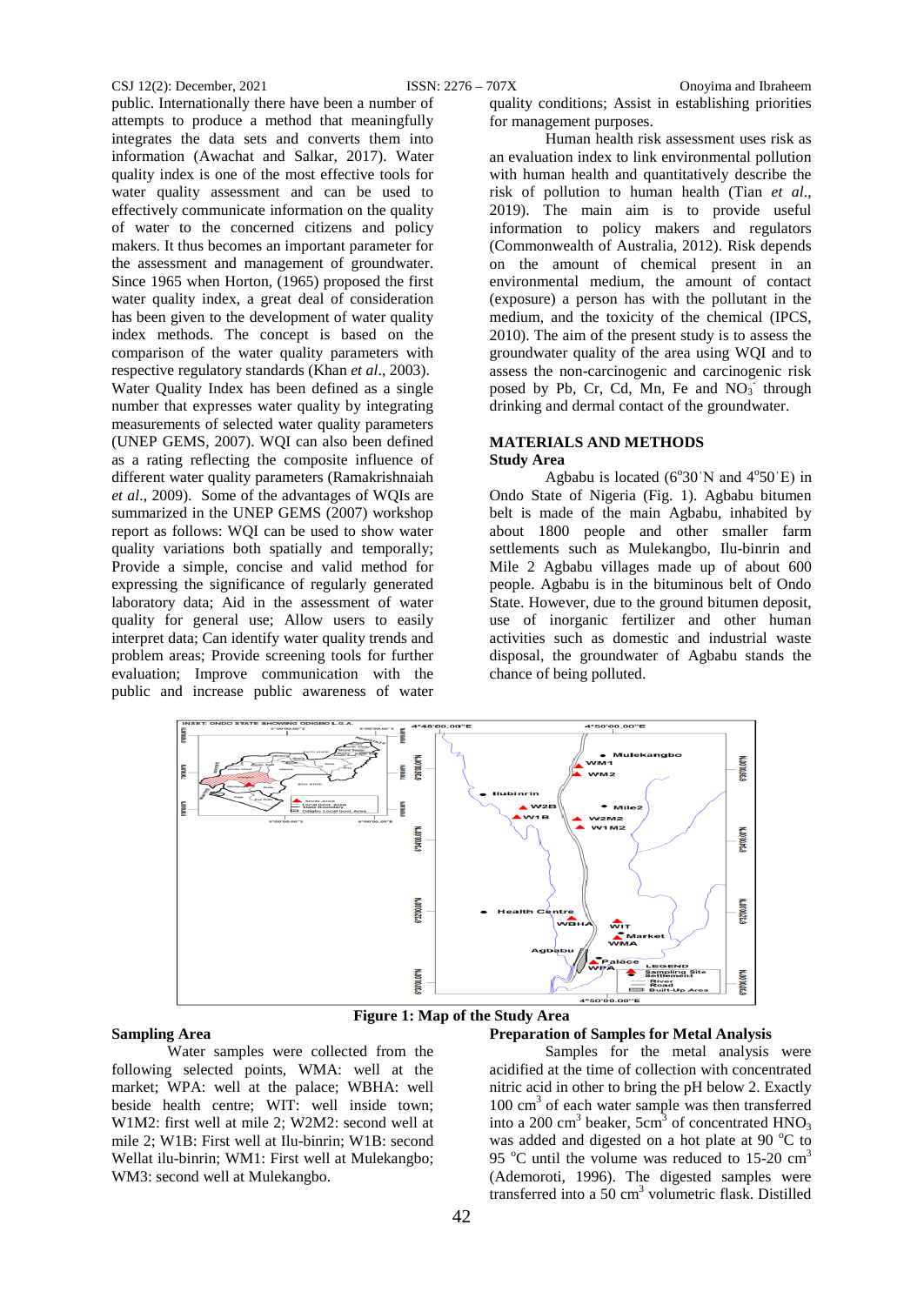public. Internationally there have been a number of attempts to produce a method that meaningfully integrates the data sets and converts them into information (Awachat and Salkar, 2017). Water quality index is one of the most effective tools for water quality assessment and can be used to effectively communicate information on the quality of water to the concerned citizens and policy makers. It thus becomes an important parameter for the assessment and management of groundwater. Since 1965 when Horton, (1965) proposed the first water quality index, a great deal of consideration has been given to the development of water quality index methods. The concept is based on the comparison of the water quality parameters with respective regulatory standards (Khan *et al*., 2003). Water Quality Index has been defined as a single number that expresses water quality by integrating measurements of selected water quality parameters (UNEP GEMS, 2007). WQI can also been defined as a rating reflecting the composite influence of different water quality parameters (Ramakrishnaiah *et al*., 2009). Some of the advantages of WQIs are summarized in the UNEP GEMS (2007) workshop report as follows: WQI can be used to show water quality variations both spatially and temporally; Provide a simple, concise and valid method for expressing the significance of regularly generated laboratory data; Aid in the assessment of water quality for general use; Allow users to easily interpret data; Can identify water quality trends and problem areas; Provide screening tools for further evaluation; Improve communication with the public and increase public awareness of water quality conditions; Assist in establishing priorities for management purposes.

Human health risk assessment uses risk as an evaluation index to link environmental pollution with human health and quantitatively describe the risk of pollution to human health (Tian *et al*., 2019). The main aim is to provide useful information to policy makers and regulators (Commonwealth of Australia, 2012). Risk depends on the amount of chemical present in an environmental medium, the amount of contact (exposure) a person has with the pollutant in the medium, and the toxicity of the chemical (IPCS, 2010). The aim of the present study is to assess the groundwater quality of the area using WQI and to assess the non-carcinogenic and carcinogenic risk posed by Pb, Cr, Cd, Mn, Fe and $NO_3^-$ through drinking and dermal contact of the groundwater.

## MATERIALS AND METHODS

### Study Area

Agbabu is located ($6^o30'$N and $4^o50'$E) in Ondo State of Nigeria (Fig. 1). Agbabu bitumen belt is made of the main Agbabu, inhabited by about 1800 people and other smaller farm settlements such as Mulekangbo, Ilu-binrin and Mile 2 Agbabu villages made up of about 600 people. Agbabu is in the bituminous belt of Ondo State. However, due to the ground bitumen deposit, use of inorganic fertilizer and other human activities such as domestic and industrial waste disposal, the groundwater of Agbabu stands the chance of being polluted.

**Figure 1: Map of the Study Area**

### Sampling Area

Water samples were collected from the following selected points, WMA: well at the market; WPA: well at the palace; WBHA: well beside health centre; WIT: well inside town; W1M2: first well at mile 2; W2M2: second well at mile 2; W1B: First well at Ilu-binrin; W1B: second Wellat ilu-binrin; WM1: First well at Mulekangbo; WM3: second well at Mulekangbo.

### Preparation of Samples for Metal Analysis

Samples for the metal analysis were acidified at the time of collection with concentrated nitric acid in other to bring the pH below 2. Exactly 100 cm$^3$ of each water sample was then transferred into a 200 cm$^3$ beaker, 5cm$^3$ of concentrated $HNO_3$ was added and digested on a hot plate at 90 $^o$C to 95 $^o$C until the volume was reduced to 15-20 cm$^3$ (Ademoroti, 1996). The digested samples were transferred into a 50 cm$^3$ volumetric flask. Distilled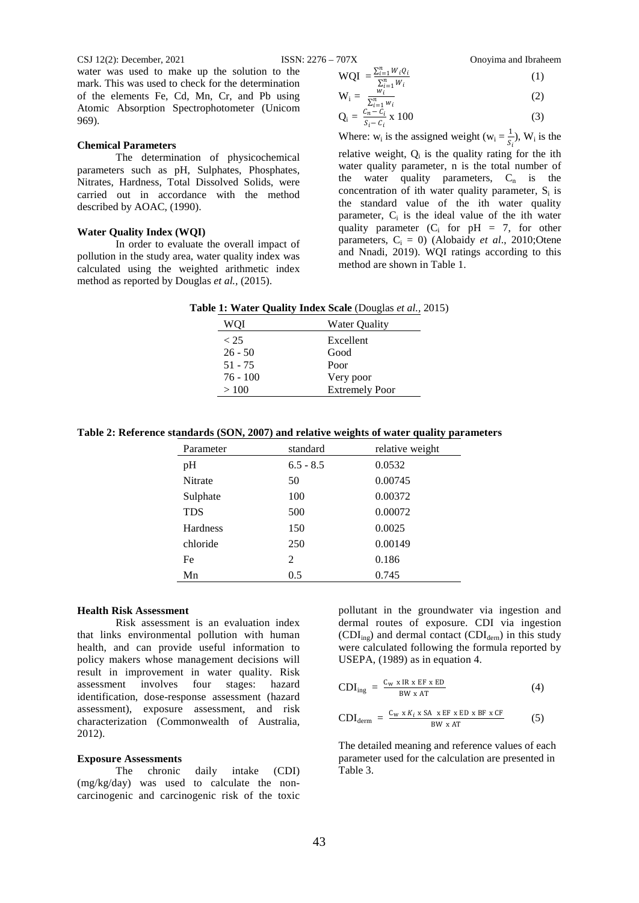water was used to make up the solution to the mark. This was used to check for the determination of the elements Fe, Cd, Mn, Cr, and Pb using Atomic Absorption Spectrophotometer (Unicom 969).

**Chemical Parameters**

The determination of physicochemical parameters such as pH, Sulphates, Phosphates, Nitrates, Hardness, Total Dissolved Solids, were carried out in accordance with the method described by AOAC, (1990).

**Water Quality Index (WQI)**

In order to evaluate the overall impact of pollution in the study area, water quality index was calculated using the weighted arithmetic index method as reported by Douglas *et al.*, (2015).

$$WQI = \frac{\sum_{i=1}^{n} W_i Q_i}{\sum_{i=1}^{n} W_i} \quad (1)$$

$$W_i = \frac{w_i}{\sum_{i=1}^{n} w_i} \quad (2)$$

$$Q_i = \frac{C_n - C_i}{S_i - C_i} \times 100 \quad (3)$$

Where: $w_i$ is the assigned weight ($w_i = \frac{1}{S_i}$), $W_i$ is the relative weight, $Q_i$ is the quality rating for the ith water quality parameter, n is the total number of the water quality parameters, $C_n$ is the concentration of ith water quality parameter, $S_i$ is the standard value of the ith water quality parameter, $C_i$ is the ideal value of the ith water quality parameter ($C_i$ for pH = 7, for other parameters, $C_i$ = 0) (Alobaidy *et al*., 2010;Otene and Nnadi, 2019). WQI ratings according to this method are shown in Table 1.

**Table 1: Water Quality Index Scale** (Douglas *et al.*, 2015)

| WQI | Water Quality |
|---|---|
| < 25 | Excellent |
| 26 - 50 | Good |
| 51 - 75 | Poor |
| 76 - 100 | Very poor |
| > 100 | Extremely Poor |

**Table 2: Reference standards (SON, 2007) and relative weights of water quality parameters**

| Parameter | standard | relative weight |
|---|---|---|
| pH | 6.5 - 8.5 | 0.0532 |
| Nitrate | 50 | 0.00745 |
| Sulphate | 100 | 0.00372 |
| TDS | 500 | 0.00072 |
| Hardness | 150 | 0.0025 |
| chloride | 250 | 0.00149 |
| Fe | 2 | 0.186 |
| Mn | 0.5 | 0.745 |

**Health Risk Assessment**

Risk assessment is an evaluation index that links environmental pollution with human health, and can provide useful information to policy makers whose management decisions will result in improvement in water quality. Risk assessment involves four stages: hazard identification, dose-response assessment (hazard assessment), exposure assessment, and risk characterization (Commonwealth of Australia, 2012).

**Exposure Assessments**

The chronic daily intake (CDI) (mg/kg/day) was used to calculate the non-carcinogenic and carcinogenic risk of the toxic pollutant in the groundwater via ingestion and dermal routes of exposure. CDI via ingestion ($CDI_{ing}$) and dermal contact ($CDI_{derm}$) in this study were calculated following the formula reported by USEPA, (1989) as in equation 4.

$$CDI_{ing} = \frac{C_W \times IR \times EF \times ED}{BW \times AT} \quad (4)$$

$$CDI_{derm} = \frac{C_W \times K_i \times SA \times EF \times ED \times BF \times CF}{BW \times AT} \quad (5)$$

The detailed meaning and reference values of each parameter used for the calculation are presented in Table 3.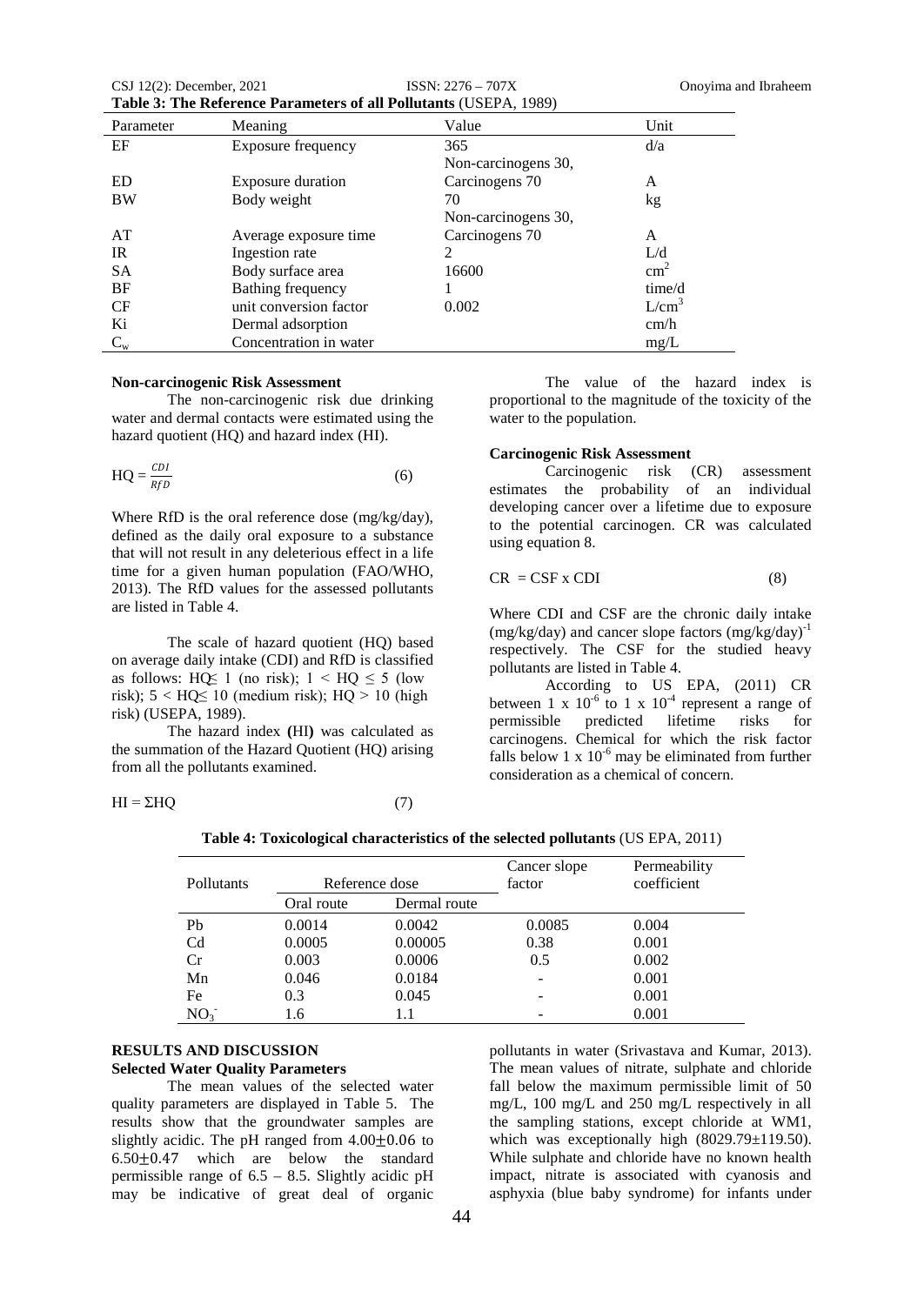**Table 3: The Reference Parameters of all Pollutants** (USEPA, 1989)

| Parameter | Meaning | Value | Unit |
|---|---|---|---|
| EF | Exposure frequency | 365 | d/a |
| ED | Exposure duration | Non-carcinogens 30, Carcinogens 70 | A |
| BW | Body weight | 70 | kg |
| AT | Average exposure time | Non-carcinogens 30, Carcinogens 70 | A |
| IR | Ingestion rate | 2 | L/d |
| SA | Body surface area | 16600 | $cm^2$ |
| BF | Bathing frequency | 1 | time/d |
| CF | unit conversion factor | 0.002 | $L/cm^3$ |
| Ki | Dermal adsorption | | cm/h |
| $C_w$ | Concentration in water | | mg/L |

**Non-carcinogenic Risk Assessment**

The non-carcinogenic risk due drinking water and dermal contacts were estimated using the hazard quotient (HQ) and hazard index (HI).

$$HQ = \frac{CDI}{RfD} \quad (6)$$

Where RfD is the oral reference dose (mg/kg/day), defined as the daily oral exposure to a substance that will not result in any deleterious effect in a life time for a given human population (FAO/WHO, 2013). The RfD values for the assessed pollutants are listed in Table 4.

The scale of hazard quotient (HQ) based on average daily intake (CDI) and RfD is classified as follows: $HQ \leq 1$ (no risk); $1 < HQ \leq 5$ (low risk); $5 < HQ \leq 10$ (medium risk); $HQ > 10$ (high risk) (USEPA, 1989).

The hazard index **(**HI**)** was calculated as the summation of the Hazard Quotient (HQ) arising from all the pollutants examined.

$$HI = \Sigma HQ \quad (7)$$

The value of the hazard index is proportional to the magnitude of the toxicity of the water to the population.

**Carcinogenic Risk Assessment**

Carcinogenic risk (CR) assessment estimates the probability of an individual developing cancer over a lifetime due to exposure to the potential carcinogen. CR was calculated using equation 8.

$$CR = CSF \times CDI \quad (8)$$

Where CDI and CSF are the chronic daily intake (mg/kg/day) and cancer slope factors $(mg/kg/day)^{-1}$ respectively. The CSF for the studied heavy pollutants are listed in Table 4.

According to US EPA, (2011) CR between $1 \times 10^{-6}$ to $1 \times 10^{-4}$ represent a range of permissible predicted lifetime risks for carcinogens. Chemical for which the risk factor falls below $1 \times 10^{-6}$ may be eliminated from further consideration as a chemical of concern.

**Table 4: Toxicological characteristics of the selected pollutants** (US EPA, 2011)

| Pollutants | Reference dose | | Cancer slope factor | Permeability coefficient |
|---|---|---|---|---|
| | Oral route | Dermal route | | |
| Pb | 0.0014 | 0.0042 | 0.0085 | 0.004 |
| Cd | 0.0005 | 0.00005 | 0.38 | 0.001 |
| Cr | 0.003 | 0.0006 | 0.5 | 0.002 |
| Mn | 0.046 | 0.0184 | - | 0.001 |
| Fe | 0.3 | 0.045 | - | 0.001 |
| $NO_3^-$ | 1.6 | 1.1 | - | 0.001 |

## RESULTS AND DISCUSSION

### Selected Water Quality Parameters

The mean values of the selected water quality parameters are displayed in Table 5. The results show that the groundwater samples are slightly acidic. The pH ranged from $4.00 \pm 0.06$ to $6.50 \pm 0.47$ which are below the standard permissible range of 6.5 – 8.5. Slightly acidic pH may be indicative of great deal of organic pollutants in water (Srivastava and Kumar, 2013). The mean values of nitrate, sulphate and chloride fall below the maximum permissible limit of 50 mg/L, 100 mg/L and 250 mg/L respectively in all the sampling stations, except chloride at WM1, which was exceptionally high ($8029.79 \pm 119.50$). While sulphate and chloride have no known health impact, nitrate is associated with cyanosis and asphyxia (blue baby syndrome) for infants under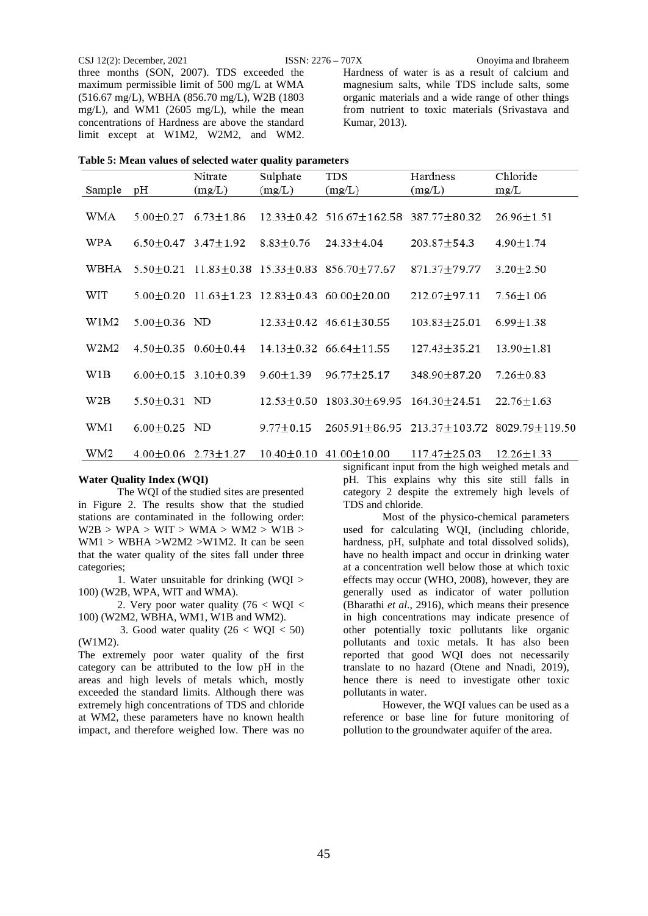three months (SON, 2007). TDS exceeded the maximum permissible limit of 500 mg/L at WMA (516.67 mg/L), WBHA (856.70 mg/L), W2B (1803 mg/L), and WM1 (2605 mg/L), while the mean concentrations of Hardness are above the standard limit except at W1M2, W2M2, and WM2. Hardness of water is as a result of calcium and magnesium salts, while TDS include salts, some organic materials and a wide range of other things from nutrient to toxic materials (Srivastava and Kumar, 2013).

**Table 5: Mean values of selected water quality parameters**

| Sample | pH | Nitrate (mg/L) | Sulphate (mg/L) | TDS (mg/L) | Hardness (mg/L) | Chloride mg/L |
|---|---|---|---|---|---|---|
| WMA | 5.00±0.27 | 6.73±1.86 | 12.33±0.42 | 516.67±162.58 | 387.77±80.32 | 26.96±1.51 |
| WPA | 6.50±0.47 | 3.47±1.92 | 8.83±0.76 | 24.33±4.04 | 203.87±54.3 | 4.90±1.74 |
| WBHA | 5.50±0.21 | 11.83±0.38 | 15.33±0.83 | 856.70±77.67 | 871.37±79.77 | 3.20±2.50 |
| WIT | 5.00±0.20 | 11.63±1.23 | 12.83±0.43 | 60.00±20.00 | 212.07±97.11 | 7.56±1.06 |
| W1M2 | 5.00±0.36 | ND | 12.33±0.42 | 46.61±30.55 | 103.83±25.01 | 6.99±1.38 |
| W2M2 | 4.50±0.35 | 0.60±0.44 | 14.13±0.32 | 66.64±11.55 | 127.43±35.21 | 13.90±1.81 |
| W1B | 6.00±0.15 | 3.10±0.39 | 9.60±1.39 | 96.77±25.17 | 348.90±87.20 | 7.26±0.83 |
| W2B | 5.50±0.31 | ND | 12.53±0.50 | 1803.30±69.95 | 164.30±24.51 | 22.76±1.63 |
| WM1 | 6.00±0.25 | ND | 9.77±0.15 | 2605.91±86.95 | 213.37±103.72 | 8029.79±119.50 |
| WM2 | 4.00±0.06 | 2.73±1.27 | 10.40±0.10 | 41.00±10.00 | 117.47±25.03 | 12.26±1.33 |

**Water Quality Index (WQI)**

The WQI of the studied sites are presented in Figure 2. The results show that the studied stations are contaminated in the following order: W2B > WPA > WIT > WMA > WM2 > W1B > WM1 > WBHA >W2M2 >W1M2. It can be seen that the water quality of the sites fall under three categories;

1. Water unsuitable for drinking (WQI > 100) (W2B, WPA, WIT and WMA).
2. Very poor water quality (76 < WQI < 100) (W2M2, WBHA, WM1, W1B and WM2).
3. Good water quality (26 < WQI < 50) (W1M2).

The extremely poor water quality of the first category can be attributed to the low pH in the areas and high levels of metals which, mostly exceeded the standard limits. Although there was extremely high concentrations of TDS and chloride at WM2, these parameters have no known health impact, and therefore weighed low. There was no significant input from the high weighed metals and pH. This explains why this site still falls in category 2 despite the extremely high levels of TDS and chloride.

Most of the physico-chemical parameters used for calculating WQI, (including chloride, hardness, pH, sulphate and total dissolved solids), have no health impact and occur in drinking water at a concentration well below those at which toxic effects may occur (WHO, 2008), however, they are generally used as indicator of water pollution (Bharathi *et al.*, 2916), which means their presence in high concentrations may indicate presence of other potentially toxic pollutants like organic pollutants and toxic metals. It has also been reported that good WQI does not necessarily translate to no hazard (Otene and Nnadi, 2019), hence there is need to investigate other toxic pollutants in water.

However, the WQI values can be used as a reference or base line for future monitoring of pollution to the groundwater aquifer of the area.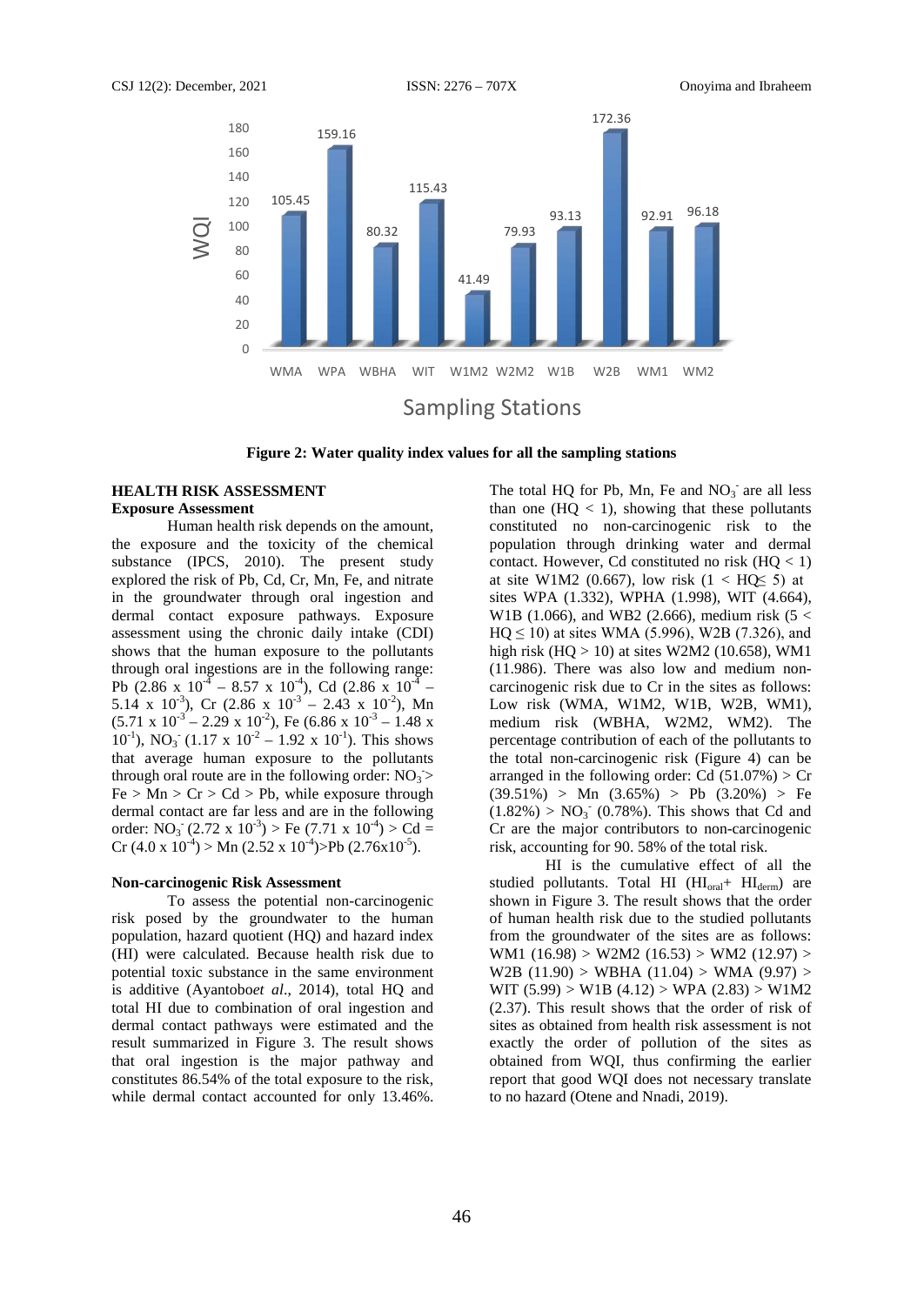**Figure 2: Water quality index values for all the sampling stations**

## HEALTH RISK ASSESSMENT

### Exposure Assessment

Human health risk depends on the amount, the exposure and the toxicity of the chemical substance (IPCS, 2010). The present study explored the risk of Pb, Cd, Cr, Mn, Fe, and nitrate in the groundwater through oral ingestion and dermal contact exposure pathways. Exposure assessment using the chronic daily intake (CDI) shows that the human exposure to the pollutants through oral ingestions are in the following range: Pb ($2.86 \times 10^{-4} - 8.57 \times 10^{-4}$), Cd ($2.86 \times 10^{-4} - 5.14 \times 10^{-3}$), Cr ($2.86 \times 10^{-3} - 2.43 \times 10^{-2}$), Mn ($5.71 \times 10^{-3} - 2.29 \times 10^{-2}$), Fe ($6.86 \times 10^{-3} - 1.48 \times 10^{-1}$), $NO_3^-$ ($1.17 \times 10^{-2} - 1.92 \times 10^{-1}$). This shows that average human exposure to the pollutants through oral route are in the following order: $NO_3^-$> Fe > Mn > Cr > Cd > Pb, while exposure through dermal contact are far less and are in the following order: $NO_3^-$ ($2.72 \times 10^{-3}$) > Fe ($7.71 \times 10^{-4}$) > Cd = Cr ($4.0 \times 10^{-4}$) > Mn ($2.52 \times 10^{-4}$)>Pb ($2.76\text{x}10^{-5}$).

### Non-carcinogenic Risk Assessment

To assess the potential non-carcinogenic risk posed by the groundwater to the human population, hazard quotient (HQ) and hazard index (HI) were calculated. Because health risk due to potential toxic substance in the same environment is additive (Ayantobo*et al*., 2014), total HQ and total HI due to combination of oral ingestion and dermal contact pathways were estimated and the result summarized in Figure 3. The result shows that oral ingestion is the major pathway and constitutes 86.54% of the total exposure to the risk, while dermal contact accounted for only 13.46%.

The total HQ for Pb, Mn, Fe and $NO_3^-$ are all less than one (HQ < 1), showing that these pollutants constituted no non-carcinogenic risk to the population through drinking water and dermal contact. However, Cd constituted no risk (HQ < 1) at site W1M2 (0.667), low risk (1 < HQ≤ 5) at sites WPA (1.332), WPHA (1.998), WIT (4.664), W1B (1.066), and WB2 (2.666), medium risk (5 < HQ ≤ 10) at sites WMA (5.996), W2B (7.326), and high risk (HQ > 10) at sites W2M2 (10.658), WM1 (11.986). There was also low and medium non-carcinogenic risk due to Cr in the sites as follows: Low risk (WMA, W1M2, W1B, W2B, WM1), medium risk (WBHA, W2M2, WM2). The percentage contribution of each of the pollutants to the total non-carcinogenic risk (Figure 4) can be arranged in the following order: Cd (51.07%) > Cr (39.51%) > Mn (3.65%) > Pb (3.20%) > Fe (1.82%) > $NO_3^-$ (0.78%). This shows that Cd and Cr are the major contributors to non-carcinogenic risk, accounting for 90. 58% of the total risk.

HI is the cumulative effect of all the studied pollutants. Total HI ($HI_{oral}$+ $HI_{derm}$) are shown in Figure 3. The result shows that the order of human health risk due to the studied pollutants from the groundwater of the sites are as follows: WM1 (16.98) > W2M2 (16.53) > WM2 (12.97) > W2B (11.90) > WBHA (11.04) > WMA (9.97) > WIT (5.99) > W1B (4.12) > WPA (2.83) > W1M2 (2.37). This result shows that the order of risk of sites as obtained from health risk assessment is not exactly the order of pollution of the sites as obtained from WQI, thus confirming the earlier report that good WQI does not necessary translate to no hazard (Otene and Nnadi, 2019).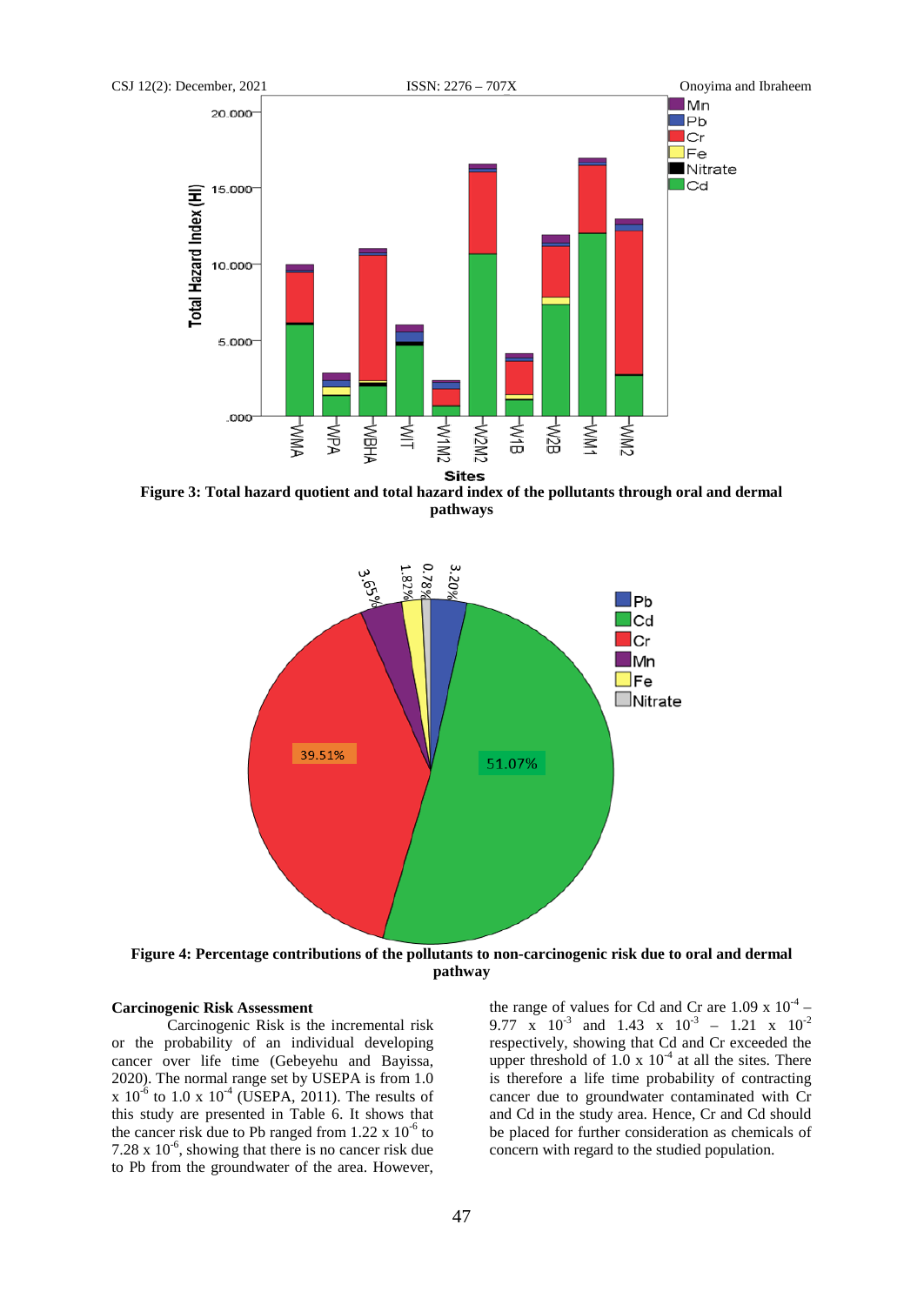**Figure 3: Total hazard quotient and total hazard index of the pollutants through oral and dermal pathways**

**Figure 4: Percentage contributions of the pollutants to non-carcinogenic risk due to oral and dermal pathway**

### Carcinogenic Risk Assessment

Carcinogenic Risk is the incremental risk or the probability of an individual developing cancer over life time (Gebeyehu and Bayissa, 2020). The normal range set by USEPA is from 1.0 x $10^{-6}$ to 1.0 x $10^{-4}$ (USEPA, 2011). The results of this study are presented in Table 6. It shows that the cancer risk due to Pb ranged from 1.22 x $10^{-6}$ to 7.28 x $10^{-6}$, showing that there is no cancer risk due to Pb from the groundwater of the area. However, the range of values for Cd and Cr are 1.09 x $10^{-4}$ – 9.77 x $10^{-3}$ and 1.43 x $10^{-3}$ – 1.21 x $10^{-2}$ respectively, showing that Cd and Cr exceeded the upper threshold of 1.0 x $10^{-4}$ at all the sites. There is therefore a life time probability of contracting cancer due to groundwater contaminated with Cr and Cd in the study area. Hence, Cr and Cd should be placed for further consideration as chemicals of concern with regard to the studied population.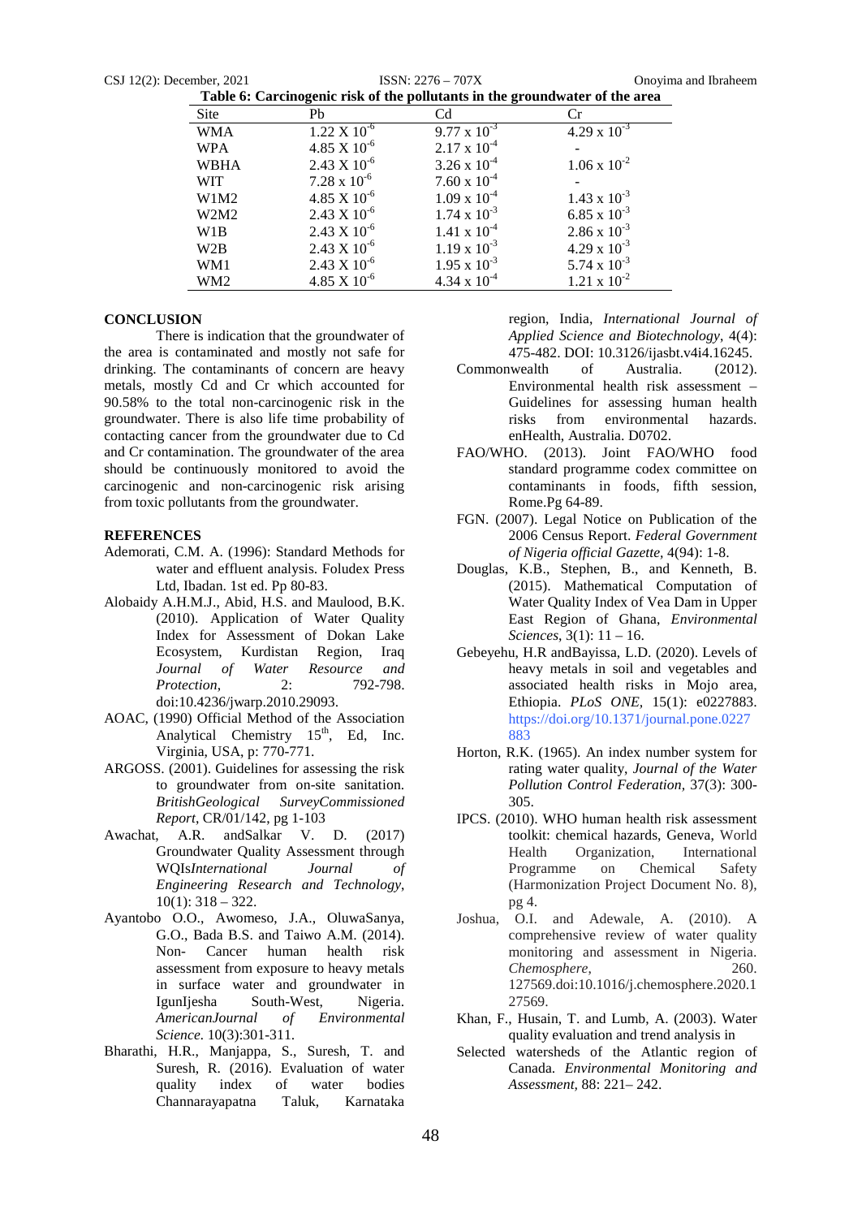**Table 6: Carcinogenic risk of the pollutants in the groundwater of the area**

| Site | Pb | Cd | Cr |
|---|---|---|---|
| WMA | $1.22 \times 10^{-6}$ | $9.77 \times 10^{-3}$ | $4.29 \times 10^{-3}$ |
| WPA | $4.85 \times 10^{-6}$ | $2.17 \times 10^{-4}$ | - |
| WBHA | $2.43 \times 10^{-6}$ | $3.26 \times 10^{-4}$ | $1.06 \times 10^{-2}$ |
| WIT | $7.28 \times 10^{-6}$ | $7.60 \times 10^{-4}$ | - |
| W1M2 | $4.85 \times 10^{-6}$ | $1.09 \times 10^{-4}$ | $1.43 \times 10^{-3}$ |
| W2M2 | $2.43 \times 10^{-6}$ | $1.74 \times 10^{-3}$ | $6.85 \times 10^{-3}$ |
| W1B | $2.43 \times 10^{-6}$ | $1.41 \times 10^{-4}$ | $2.86 \times 10^{-3}$ |
| W2B | $2.43 \times 10^{-6}$ | $1.19 \times 10^{-3}$ | $4.29 \times 10^{-3}$ |
| WM1 | $2.43 \times 10^{-6}$ | $1.95 \times 10^{-3}$ | $5.74 \times 10^{-3}$ |
| WM2 | $4.85 \times 10^{-6}$ | $4.34 \times 10^{-4}$ | $1.21 \times 10^{-2}$ |

## CONCLUSION

There is indication that the groundwater of the area is contaminated and mostly not safe for drinking. The contaminants of concern are heavy metals, mostly Cd and Cr which accounted for 90.58% to the total non-carcinogenic risk in the groundwater. There is also life time probability of contacting cancer from the groundwater due to Cd and Cr contamination. The groundwater of the area should be continuously monitored to avoid the carcinogenic and non-carcinogenic risk arising from toxic pollutants from the groundwater.

## REFERENCES

Ademorati, C.M. A. (1996): Standard Methods for water and effluent analysis. Foludex Press Ltd, Ibadan. 1st ed. Pp 80-83.

Alobaidy A.H.M.J., Abid, H.S. and Maulood, B.K. (2010). Application of Water Quality Index for Assessment of Dokan Lake Ecosystem, Kurdistan Region, Iraq *Journal of Water Resource and Protection*, 2: 792-798. doi:10.4236/jwarp.2010.29093.

AOAC, (1990) Official Method of the Association Analytical Chemistry 15th, Ed, Inc. Virginia, USA, p: 770-771.

ARGOSS. (2001). Guidelines for assessing the risk to groundwater from on-site sanitation. *BritishGeological SurveyCommissioned Report*, CR/01/142, pg 1-103

Awachat, A.R. andSalkar V. D. (2017) Groundwater Quality Assessment through WQIs*International Journal of Engineering Research and Technology*, 10(1): 318 – 322.

Ayantobo O.O., Awomeso, J.A., OluwaSanya, G.O., Bada B.S. and Taiwo A.M. (2014). Non- Cancer human health risk assessment from exposure to heavy metals in surface water and groundwater in IgunIjesha South-West, Nigeria. *AmericanJournal of Environmental Science*. 10(3):301-311.

Bharathi, H.R., Manjappa, S., Suresh, T. and Suresh, R. (2016). Evaluation of water quality index of water bodies Channarayapatna Taluk, Karnataka region, India, *International Journal of Applied Science and Biotechnology*, 4(4): 475-482. DOI: 10.3126/ijasbt.v4i4.16245.

Commonwealth of Australia. (2012). Environmental health risk assessment – Guidelines for assessing human health risks from environmental hazards. enHealth, Australia. D0702.

FAO/WHO. (2013). Joint FAO/WHO food standard programme codex committee on contaminants in foods, fifth session, Rome.Pg 64-89.

FGN. (2007). Legal Notice on Publication of the 2006 Census Report. *Federal Government of Nigeria official Gazette*, 4(94): 1-8.

Douglas, K.B., Stephen, B., and Kenneth, B. (2015). Mathematical Computation of Water Quality Index of Vea Dam in Upper East Region of Ghana, *Environmental Sciences*, 3(1): 11 – 16.

Gebeyehu, H.R andBayissa, L.D. (2020). Levels of heavy metals in soil and vegetables and associated health risks in Mojo area, Ethiopia. *PLoS ONE*, 15(1): e0227883. https://doi.org/10.1371/journal.pone.0227883

Horton, R.K. (1965). An index number system for rating water quality, *Journal of the Water Pollution Control Federation*, 37(3): 300-305.

IPCS. (2010). WHO human health risk assessment toolkit: chemical hazards, Geneva, World Health Organization, International Programme on Chemical Safety (Harmonization Project Document No. 8), pg 4.

Joshua, O.I. and Adewale, A. (2010). A comprehensive review of water quality monitoring and assessment in Nigeria. *Chemosphere*, 260. 127569.doi:10.1016/j.chemosphere.2020.127569.

Khan, F., Husain, T. and Lumb, A. (2003). Water quality evaluation and trend analysis in Selected watersheds of the Atlantic region of Canada. *Environmental Monitoring and Assessment*, 88: 221– 242.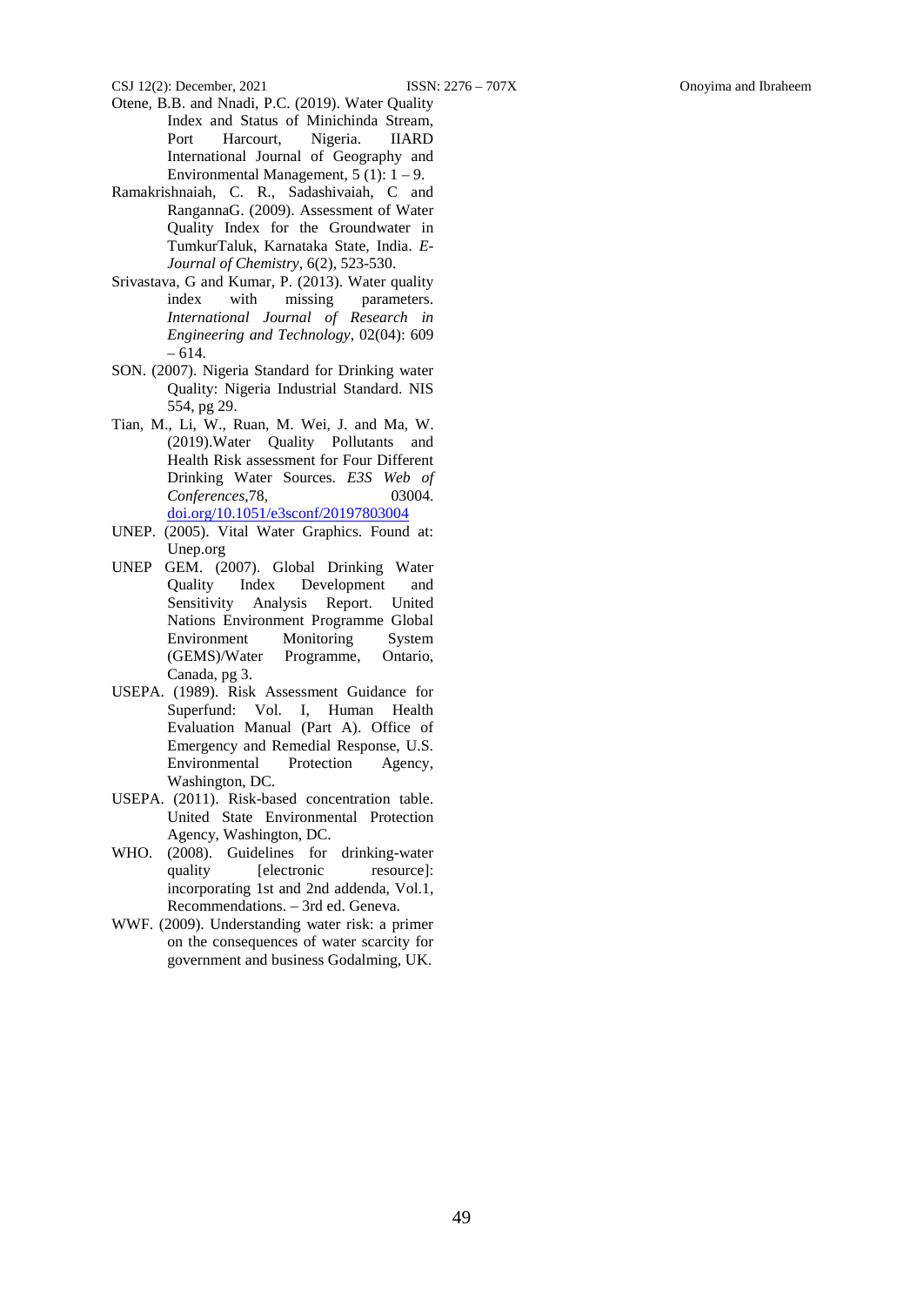Otene, B.B. and Nnadi, P.C. (2019). Water Quality Index and Status of Minichinda Stream, Port Harcourt, Nigeria. IIARD International Journal of Geography and Environmental Management, 5 (1): 1 – 9.

Ramakrishnaiah, C. R., Sadashivaiah, C and RangannaG. (2009). Assessment of Water Quality Index for the Groundwater in TumkurTaluk, Karnataka State, India. *E-Journal of Chemistry*, 6(2), 523-530.

Srivastava, G and Kumar, P. (2013). Water quality index with missing parameters. *International Journal of Research in Engineering and Technology*, 02(04): 609 – 614.

SON. (2007). Nigeria Standard for Drinking water Quality: Nigeria Industrial Standard. NIS 554, pg 29.

Tian, M., Li, W., Ruan, M. Wei, J. and Ma, W. (2019).Water Quality Pollutants and Health Risk assessment for Four Different Drinking Water Sources. *E3S Web of Conferences*,78, 03004. doi.org/10.1051/e3sconf/20197803004

UNEP. (2005). Vital Water Graphics. Found at: Unep.org

UNEP GEM. (2007). Global Drinking Water Quality Index Development and Sensitivity Analysis Report. United Nations Environment Programme Global Environment Monitoring System (GEMS)/Water Programme, Ontario, Canada, pg 3.

USEPA. (1989). Risk Assessment Guidance for Superfund: Vol. I, Human Health Evaluation Manual (Part A). Office of Emergency and Remedial Response, U.S. Environmental Protection Agency, Washington, DC.

USEPA. (2011). Risk-based concentration table. United State Environmental Protection Agency, Washington, DC.

WHO. (2008). Guidelines for drinking-water quality [electronic resource]: incorporating 1st and 2nd addenda, Vol.1, Recommendations. – 3rd ed. Geneva.

WWF. (2009). Understanding water risk: a primer on the consequences of water scarcity for government and business Godalming, UK.